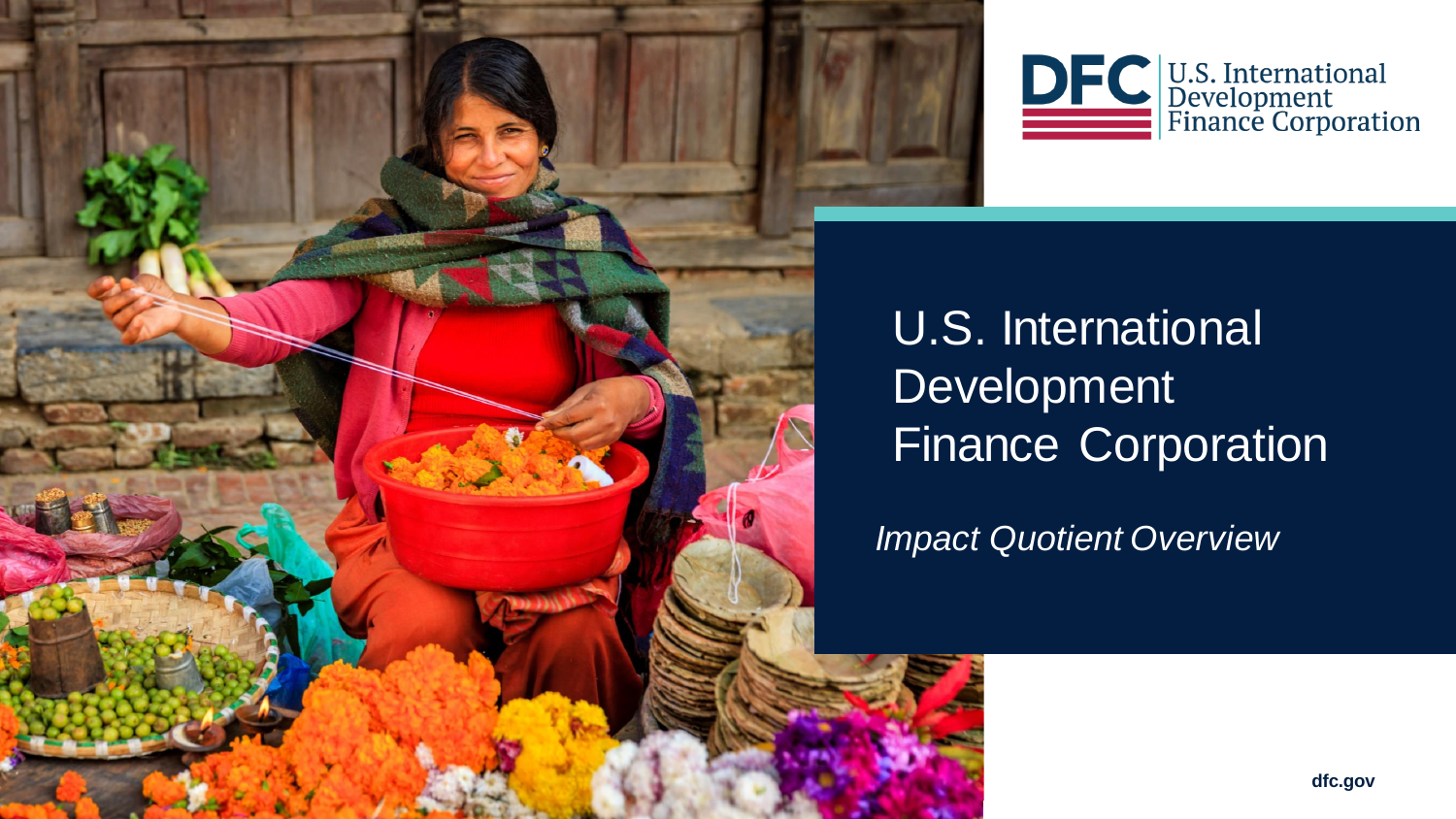DFC | U.S. International Development Finance Corporation

# U.S. International Development Finance Corporation

*Impact Quotient Overview*

dfc.gov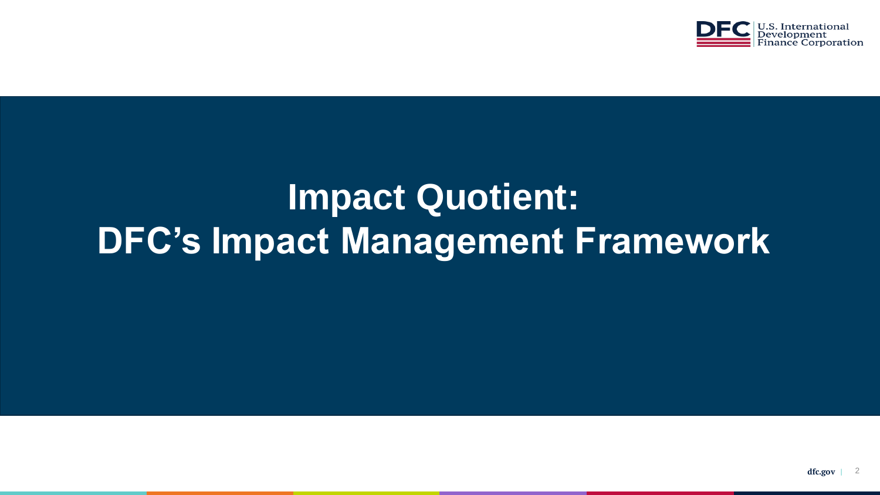# Impact Quotient: DFC's Impact Management Framework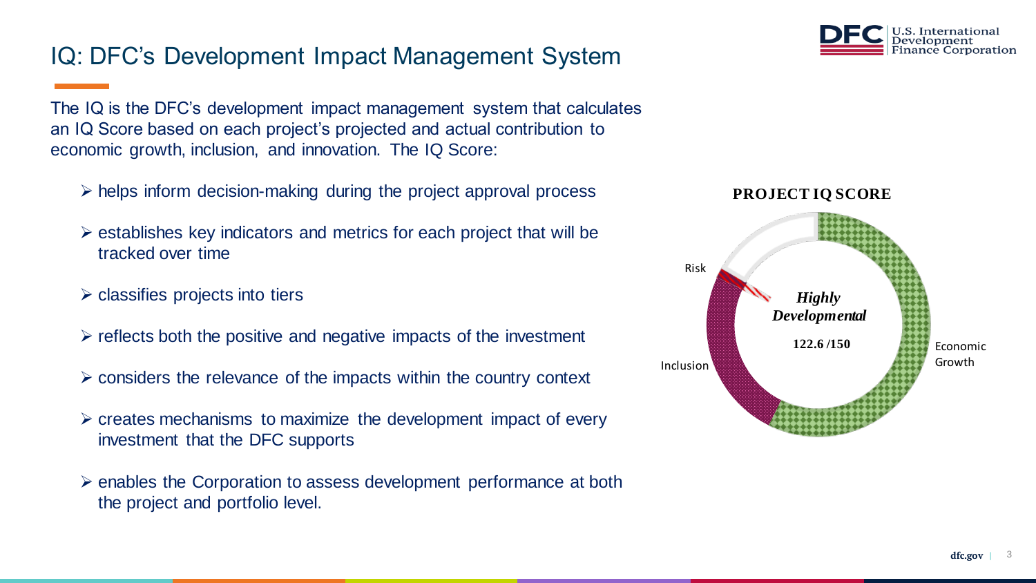# IQ: DFC's Development Impact Management System

The IQ is the DFC's development impact management system that calculates an IQ Score based on each project's projected and actual contribution to economic growth, inclusion, and innovation. The IQ Score:

- helps inform decision-making during the project approval process
- establishes key indicators and metrics for each project that will be tracked over time
- classifies projects into tiers
- reflects both the positive and negative impacts of the investment
- considers the relevance of the impacts within the country context
- creates mechanisms to maximize the development impact of every investment that the DFC supports
- enables the Corporation to assess development performance at both the project and portfolio level.

**PROJECT IQ SCORE**

Risk

Inclusion

Economic Growth

***Highly Developmental***

**122.6 /150**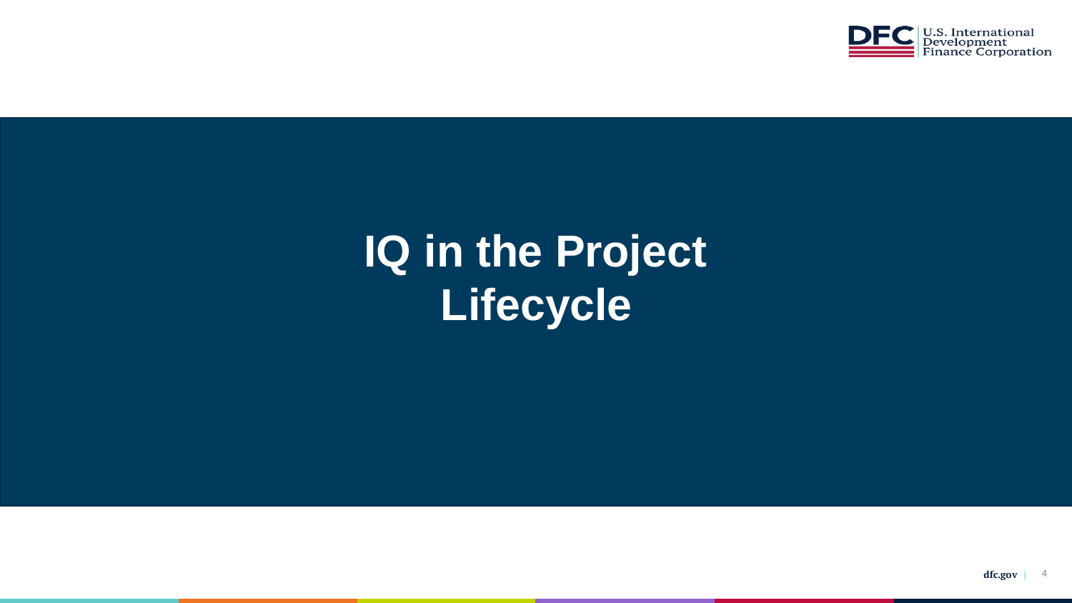# IQ in the Project Lifecycle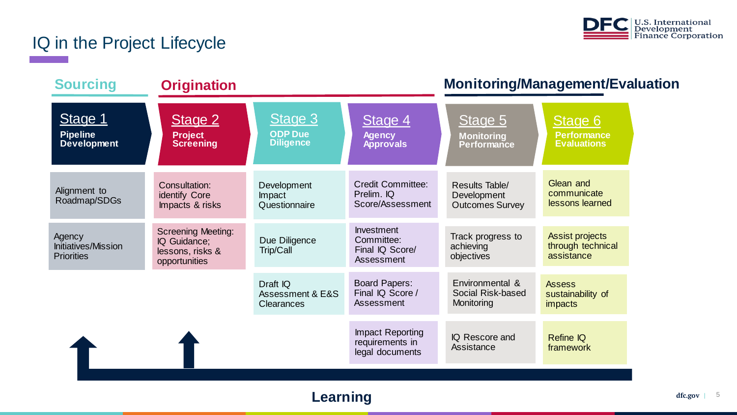# IQ in the Project Lifecycle

| Sourcing | Origination | | | Monitoring/Management/Evaluation | |
|---|---|---|---|---|---|
| **Stage 1** Pipeline Development | **Stage 2** Project Screening | **Stage 3** ODP Due Diligence | **Stage 4** Agency Approvals | **Stage 5** Monitoring Performance | **Stage 6** Performance Evaluations |
| Alignment to Roadmap/SDGs | Consultation: identify Core Impacts & risks | Development Impact Questionnaire | Credit Committee: Prelim. IQ Score/Assessment | Results Table/ Development Outcomes Survey | Glean and communicate lessons learned |
| Agency Initiatives/Mission Priorities | Screening Meeting: IQ Guidance; lessons, risks & opportunities | Due Diligence Trip/Call | Investment Committee: Final IQ Score/ Assessment | Track progress to achieving objectives | Assist projects through technical assistance |
| | | Draft IQ Assessment & E&S Clearances | Board Papers: Final IQ Score / Assessment | Environmental & Social Risk-based Monitoring | Assess sustainability of impacts |
| | | | Impact Reporting requirements in legal documents | IQ Rescore and Assistance | Refine IQ framework |

**Learning**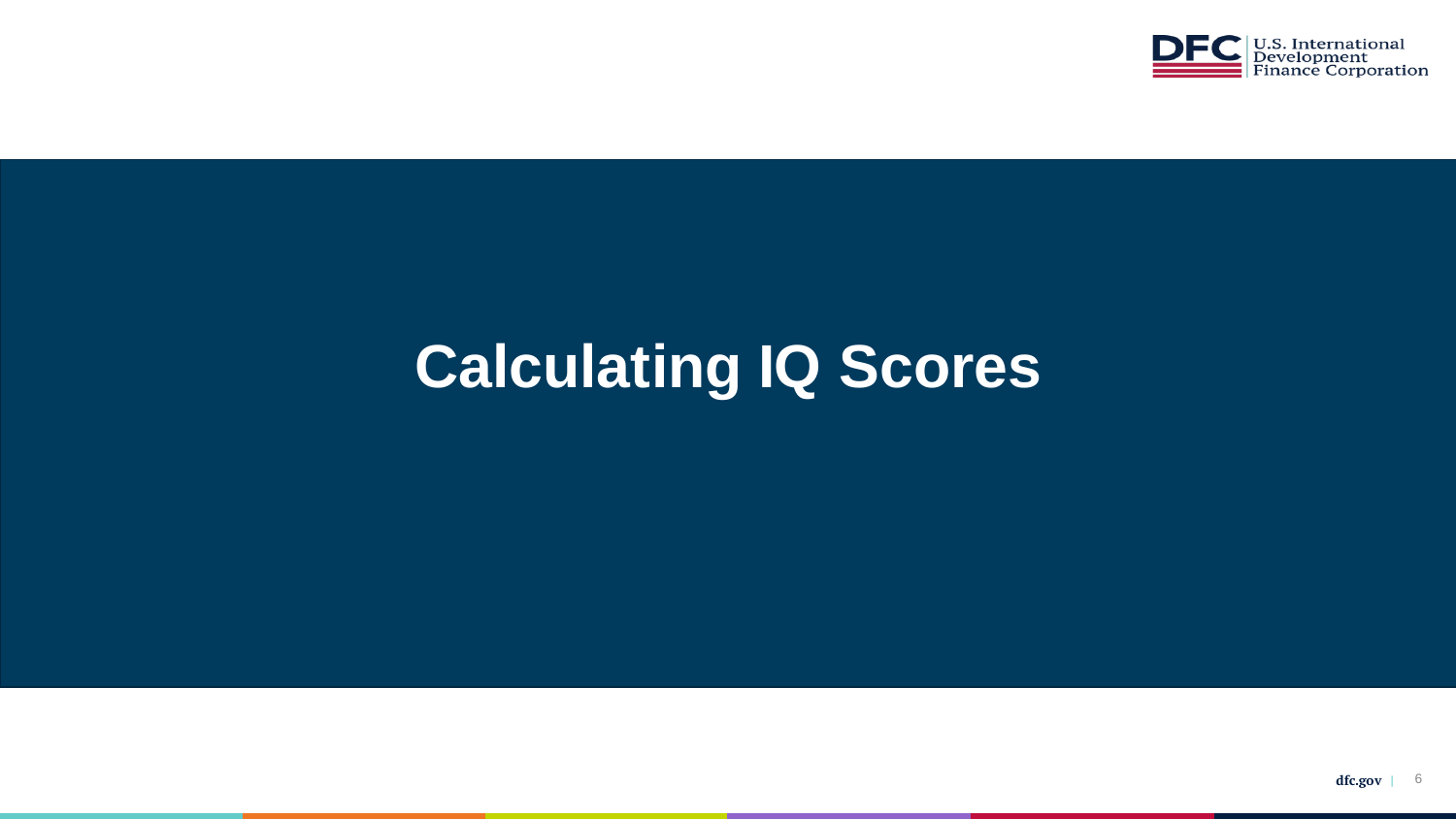# Calculating IQ Scores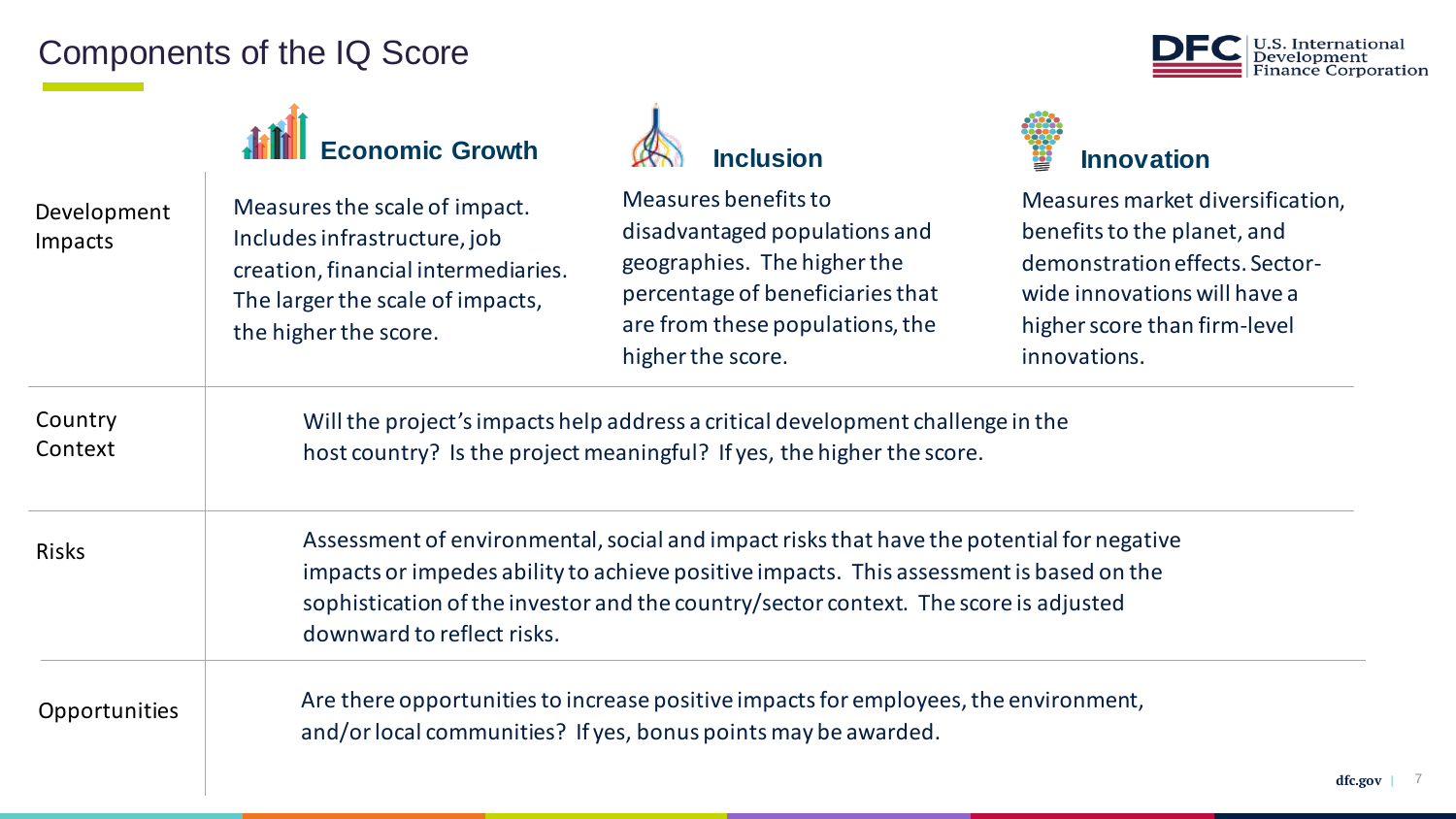# Components of the IQ Score

| | Economic Growth | Inclusion | Innovation |
|---|---|---|---|
| Development Impacts | Measures the scale of impact. Includes infrastructure, job creation, financial intermediaries. The larger the scale of impacts, the higher the score. | Measures benefits to disadvantaged populations and geographies. The higher the percentage of beneficiaries that are from these populations, the higher the score. | Measures market diversification, benefits to the planet, and demonstration effects. Sector-wide innovations will have a higher score than firm-level innovations. |
| Country Context | Will the project's impacts help address a critical development challenge in the host country? Is the project meaningful? If yes, the higher the score. | | |
| Risks | Assessment of environmental, social and impact risks that have the potential for negative impacts or impedes ability to achieve positive impacts. This assessment is based on the sophistication of the investor and the country/sector context. The score is adjusted downward to reflect risks. | | |
| Opportunities | Are there opportunities to increase positive impacts for employees, the environment, and/or local communities? If yes, bonus points may be awarded. | | |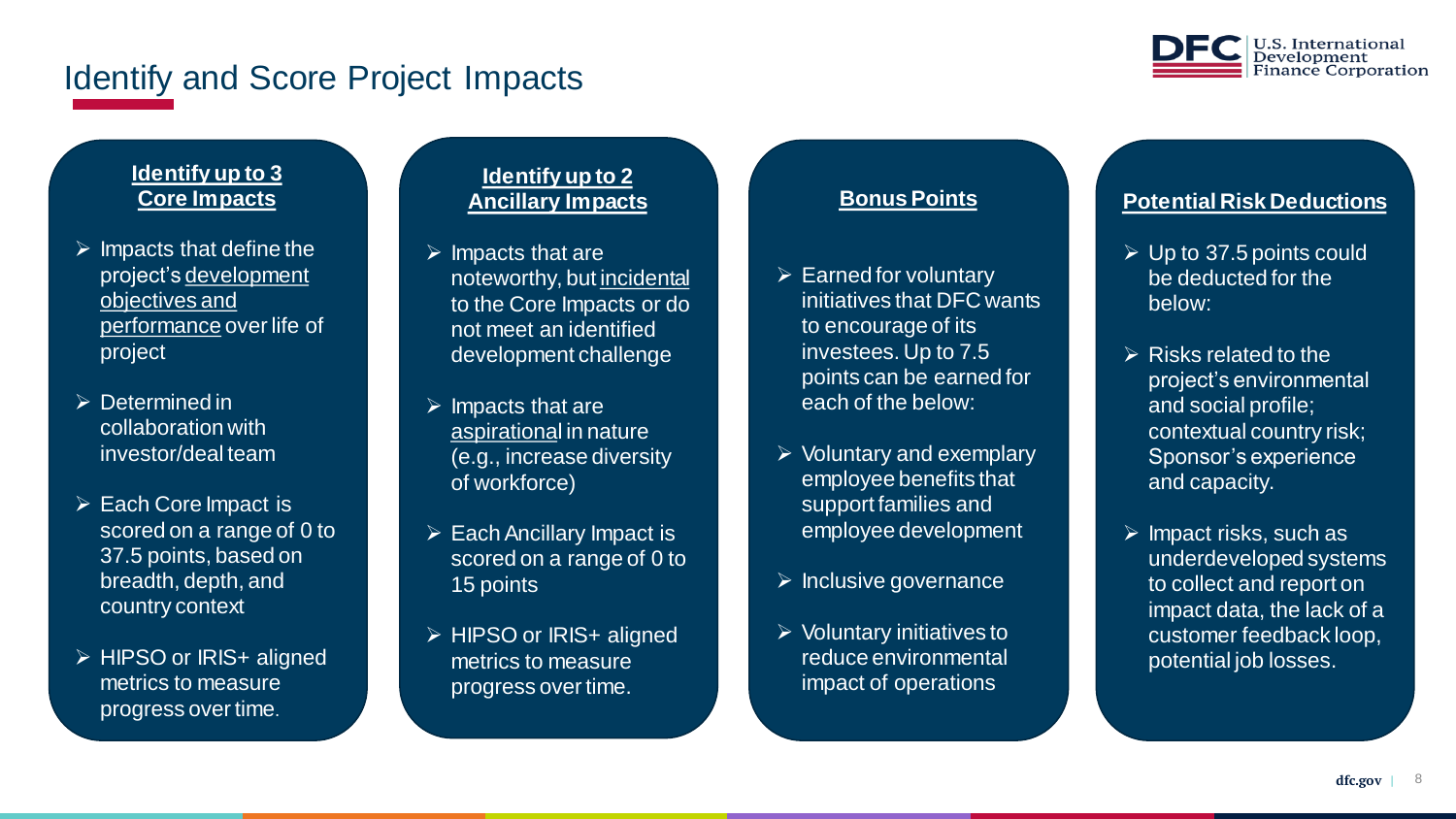# Identify and Score Project Impacts

## Identify up to 3 Core Impacts

- Impacts that define the project's development objectives and performance over life of project
- Determined in collaboration with investor/deal team
- Each Core Impact is scored on a range of 0 to 37.5 points, based on breadth, depth, and country context
- HIPSO or IRIS+ aligned metrics to measure progress over time.

## Identify up to 2 Ancillary Impacts

- Impacts that are noteworthy, but incidental to the Core Impacts or do not meet an identified development challenge
- Impacts that are aspirational in nature (e.g., increase diversity of workforce)
- Each Ancillary Impact is scored on a range of 0 to 15 points
- HIPSO or IRIS+ aligned metrics to measure progress over time.

## Bonus Points

- Earned for voluntary initiatives that DFC wants to encourage of its investees. Up to 7.5 points can be earned for each of the below:
- Voluntary and exemplary employee benefits that support families and employee development
- Inclusive governance
- Voluntary initiatives to reduce environmental impact of operations

## Potential Risk Deductions

- Up to 37.5 points could be deducted for the below:
- Risks related to the project's environmental and social profile; contextual country risk; Sponsor's experience and capacity.
- Impact risks, such as underdeveloped systems to collect and report on impact data, the lack of a customer feedback loop, potential job losses.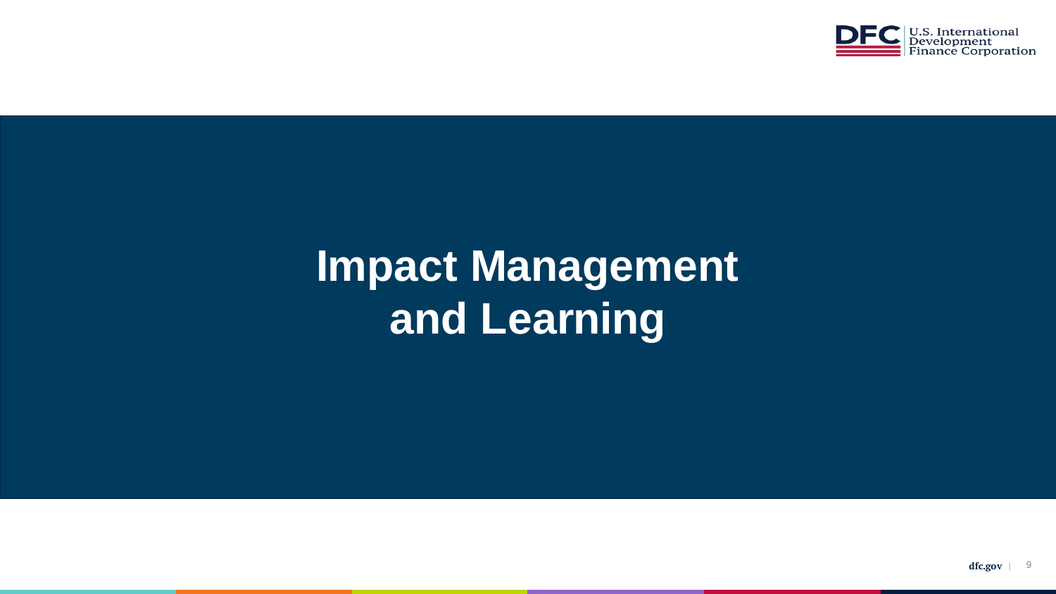# Impact Management and Learning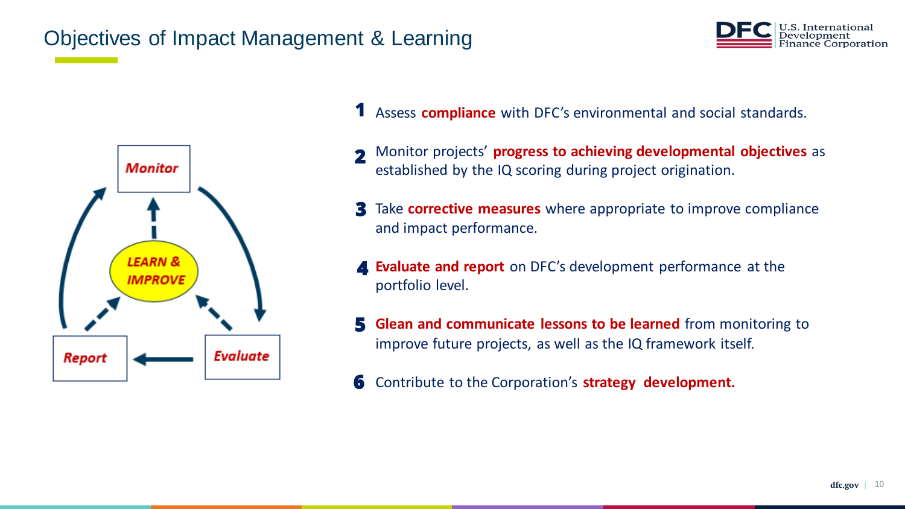# Objectives of Impact Management & Learning

1. Assess **compliance** with DFC's environmental and social standards.
2. Monitor projects' **progress to achieving developmental objectives** as established by the IQ scoring during project origination.
3. Take **corrective measures** where appropriate to improve compliance and impact performance.
4. **Evaluate and report** on DFC's development performance at the portfolio level.
5. **Glean and communicate lessons to be learned** from monitoring to improve future projects, as well as the IQ framework itself.
6. Contribute to the Corporation's **strategy development.**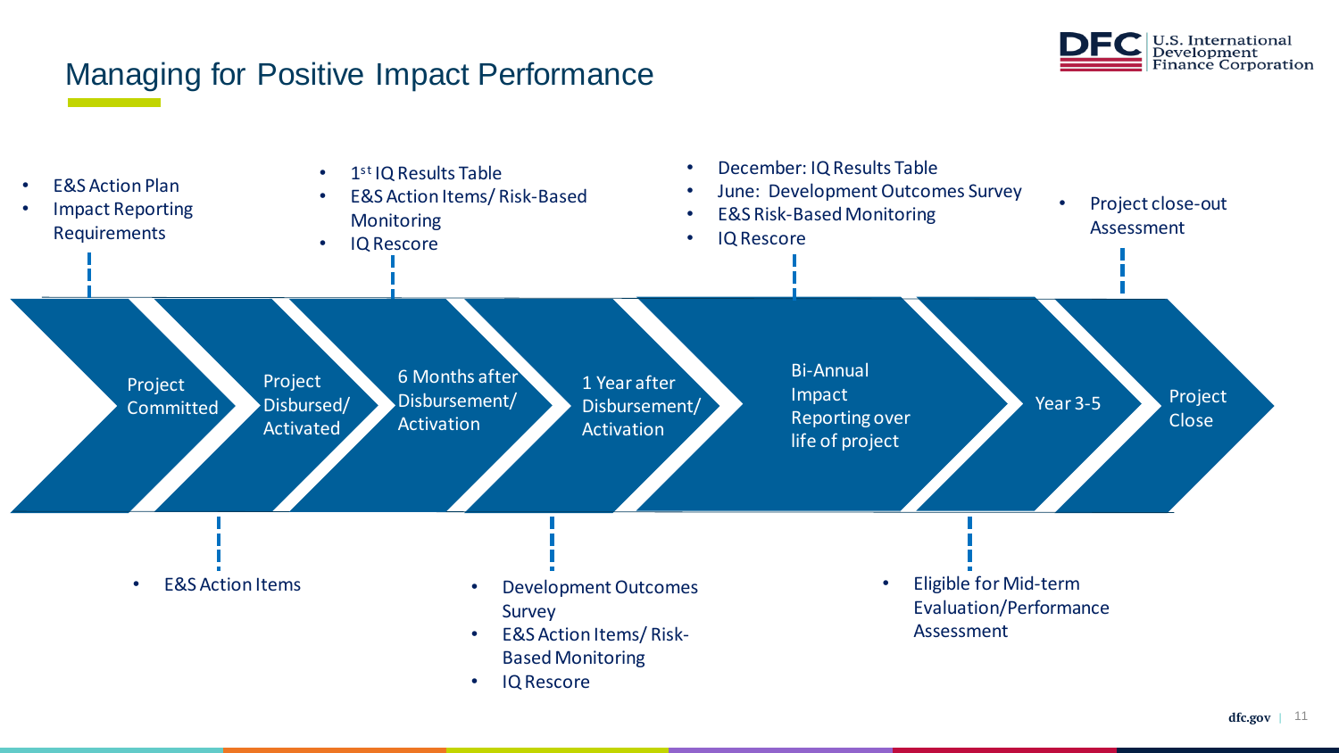# Managing for Positive Impact Performance

**Project Committed**
- E&S Action Plan
- Impact Reporting Requirements

**Project Disbursed/ Activated**
- E&S Action Items

**6 Months after Disbursement/ Activation**
- 1st IQ Results Table
- E&S Action Items/ Risk-Based Monitoring
- IQ Rescore

**1 Year after Disbursement/ Activation**
- Development Outcomes Survey
- E&S Action Items/ Risk-Based Monitoring
- IQ Rescore

**Bi-Annual Impact Reporting over life of project**
- December: IQ Results Table
- June: Development Outcomes Survey
- E&S Risk-Based Monitoring
- IQ Rescore

**Year 3-5**
- Eligible for Mid-term Evaluation/Performance Assessment

**Project Close**
- Project close-out Assessment